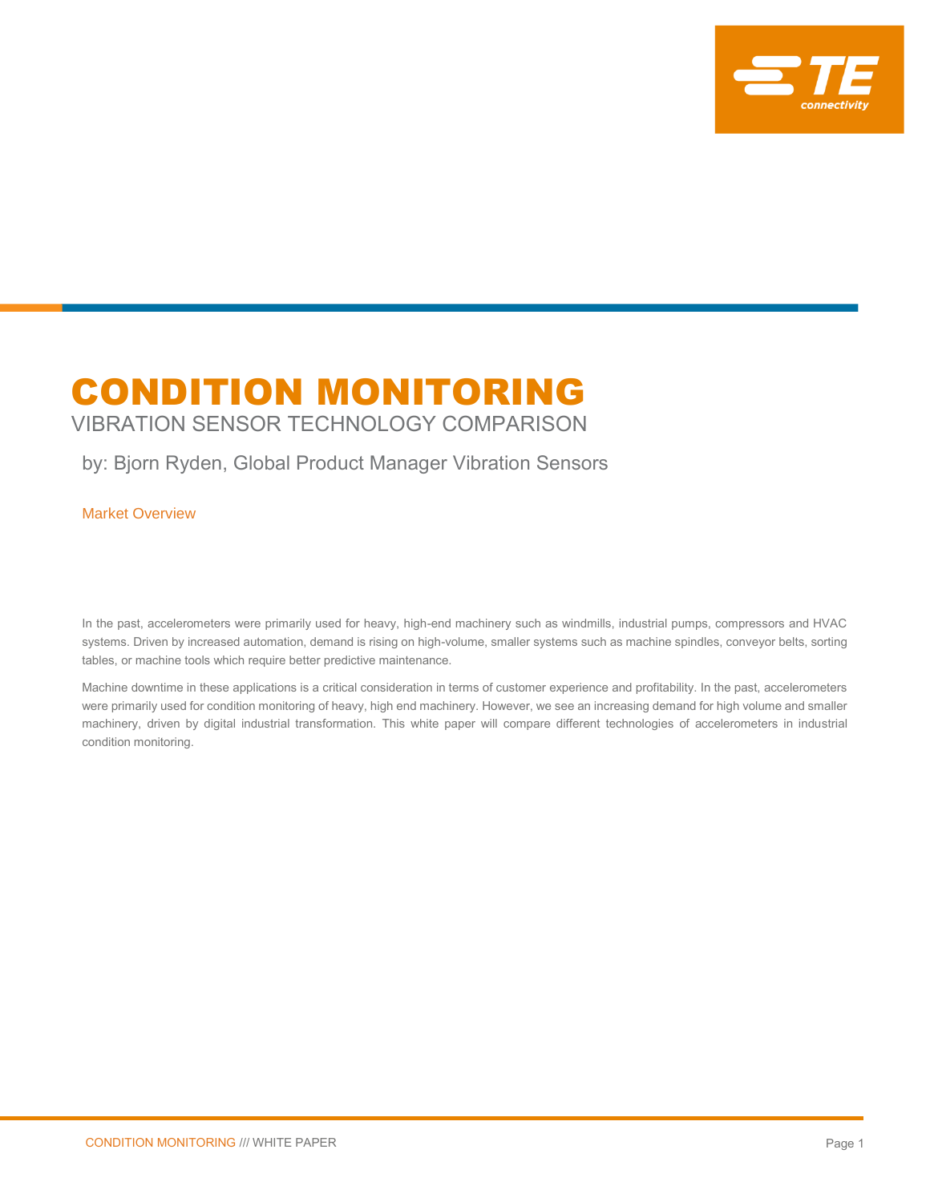# CONDITION MONITORING

## VIBRATION SENSOR TECHNOLOGY COMPARISON

by: Bjorn Ryden, Global Product Manager Vibration Sensors

### Market Overview

In the past, accelerometers were primarily used for heavy, high-end machinery such as windmills, industrial pumps, compressors and HVAC systems. Driven by increased automation, demand is rising on high-volume, smaller systems such as machine spindles, conveyor belts, sorting tables, or machine tools which require better predictive maintenance.

Machine downtime in these applications is a critical consideration in terms of customer experience and profitability. In the past, accelerometers were primarily used for condition monitoring of heavy, high end machinery. However, we see an increasing demand for high volume and smaller machinery, driven by digital industrial transformation. This white paper will compare different technologies of accelerometers in industrial condition monitoring.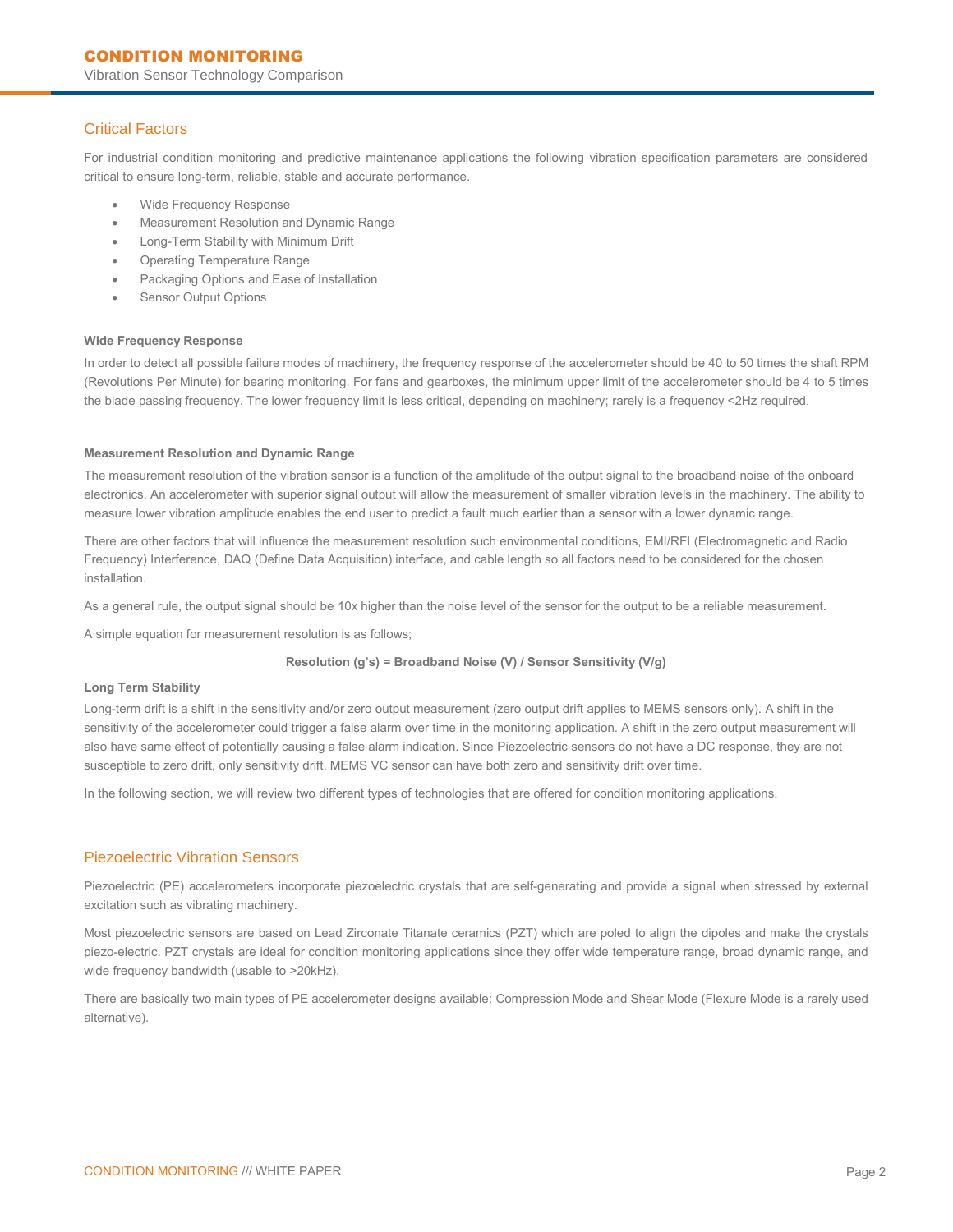## Critical Factors

For industrial condition monitoring and predictive maintenance applications the following vibration specification parameters are considered critical to ensure long-term, reliable, stable and accurate performance.

- Wide Frequency Response
- Measurement Resolution and Dynamic Range
- Long-Term Stability with Minimum Drift
- Operating Temperature Range
- Packaging Options and Ease of Installation
- Sensor Output Options

### Wide Frequency Response

In order to detect all possible failure modes of machinery, the frequency response of the accelerometer should be 40 to 50 times the shaft RPM (Revolutions Per Minute) for bearing monitoring. For fans and gearboxes, the minimum upper limit of the accelerometer should be 4 to 5 times the blade passing frequency. The lower frequency limit is less critical, depending on machinery; rarely is a frequency <2Hz required.

### Measurement Resolution and Dynamic Range

The measurement resolution of the vibration sensor is a function of the amplitude of the output signal to the broadband noise of the onboard electronics. An accelerometer with superior signal output will allow the measurement of smaller vibration levels in the machinery. The ability to measure lower vibration amplitude enables the end user to predict a fault much earlier than a sensor with a lower dynamic range.

There are other factors that will influence the measurement resolution such environmental conditions, EMI/RFI (Electromagnetic and Radio Frequency) Interference, DAQ (Define Data Acquisition) interface, and cable length so all factors need to be considered for the chosen installation.

As a general rule, the output signal should be 10x higher than the noise level of the sensor for the output to be a reliable measurement.

A simple equation for measurement resolution is as follows;

$$\textbf{Resolution (g's)} = \textbf{Broadband Noise (V)} / \textbf{Sensor Sensitivity (V/g)}$$

### Long Term Stability

Long-term drift is a shift in the sensitivity and/or zero output measurement (zero output drift applies to MEMS sensors only). A shift in the sensitivity of the accelerometer could trigger a false alarm over time in the monitoring application. A shift in the zero output measurement will also have same effect of potentially causing a false alarm indication. Since Piezoelectric sensors do not have a DC response, they are not susceptible to zero drift, only sensitivity drift. MEMS VC sensor can have both zero and sensitivity drift over time.

In the following section, we will review two different types of technologies that are offered for condition monitoring applications.

## Piezoelectric Vibration Sensors

Piezoelectric (PE) accelerometers incorporate piezoelectric crystals that are self-generating and provide a signal when stressed by external excitation such as vibrating machinery.

Most piezoelectric sensors are based on Lead Zirconate Titanate ceramics (PZT) which are poled to align the dipoles and make the crystals piezo-electric. PZT crystals are ideal for condition monitoring applications since they offer wide temperature range, broad dynamic range, and wide frequency bandwidth (usable to >20kHz).

There are basically two main types of PE accelerometer designs available: Compression Mode and Shear Mode (Flexure Mode is a rarely used alternative).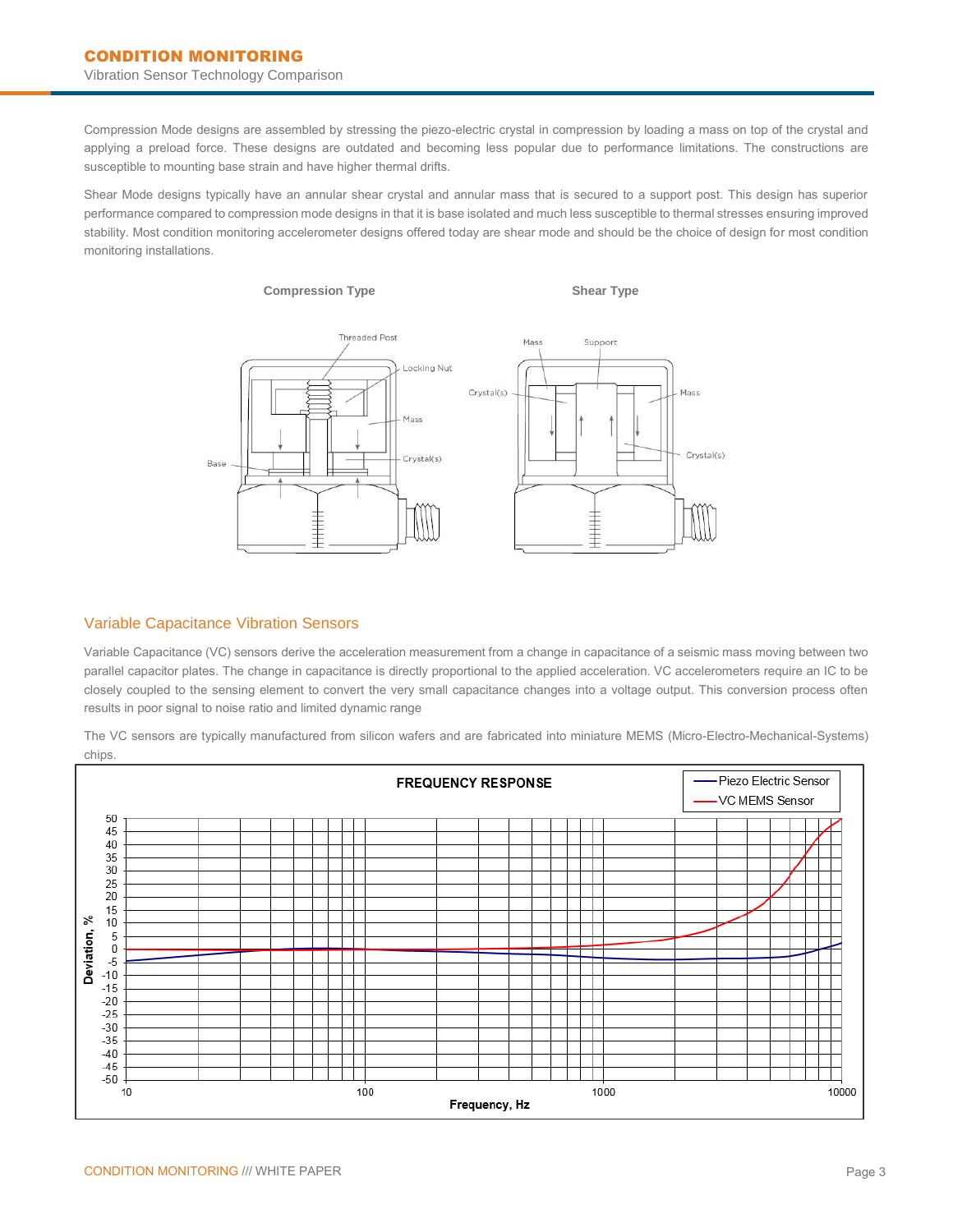Compression Mode designs are assembled by stressing the piezo-electric crystal in compression by loading a mass on top of the crystal and applying a preload force. These designs are outdated and becoming less popular due to performance limitations. The constructions are susceptible to mounting base strain and have higher thermal drifts.

Shear Mode designs typically have an annular shear crystal and annular mass that is secured to a support post. This design has superior performance compared to compression mode designs in that it is base isolated and much less susceptible to thermal stresses ensuring improved stability. Most condition monitoring accelerometer designs offered today are shear mode and should be the choice of design for most condition monitoring installations.

**Compression Type** **Shear Type**

## Variable Capacitance Vibration Sensors

Variable Capacitance (VC) sensors derive the acceleration measurement from a change in capacitance of a seismic mass moving between two parallel capacitor plates. The change in capacitance is directly proportional to the applied acceleration. VC accelerometers require an IC to be closely coupled to the sensing element to convert the very small capacitance changes into a voltage output. This conversion process often results in poor signal to noise ratio and limited dynamic range

The VC sensors are typically manufactured from silicon wafers and are fabricated into miniature MEMS (Micro-Electro-Mechanical-Systems) chips.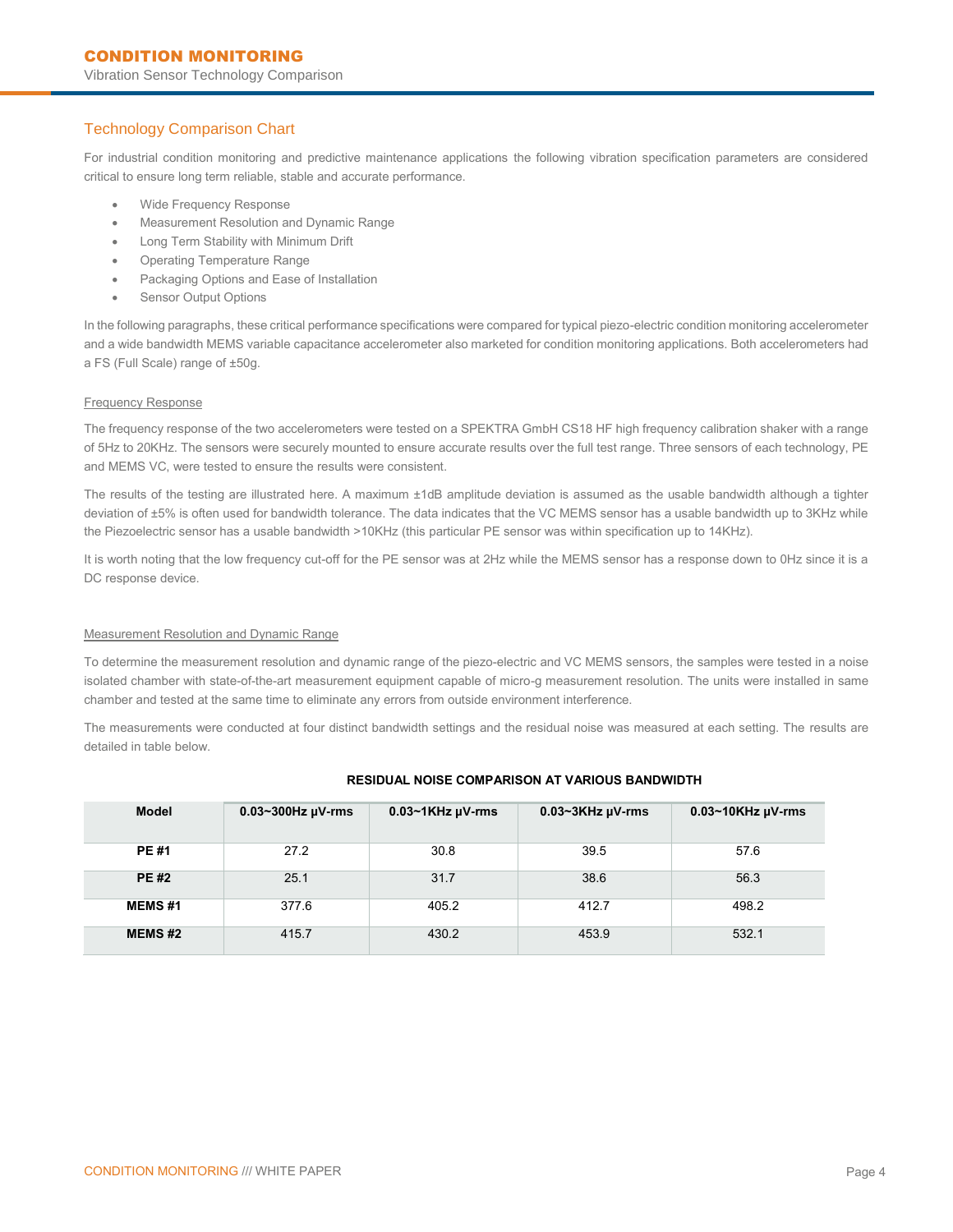## Technology Comparison Chart

For industrial condition monitoring and predictive maintenance applications the following vibration specification parameters are considered critical to ensure long term reliable, stable and accurate performance.

- Wide Frequency Response
- Measurement Resolution and Dynamic Range
- Long Term Stability with Minimum Drift
- Operating Temperature Range
- Packaging Options and Ease of Installation
- Sensor Output Options

In the following paragraphs, these critical performance specifications were compared for typical piezo-electric condition monitoring accelerometer and a wide bandwidth MEMS variable capacitance accelerometer also marketed for condition monitoring applications. Both accelerometers had a FS (Full Scale) range of ±50g.

### Frequency Response

The frequency response of the two accelerometers were tested on a SPEKTRA GmbH CS18 HF high frequency calibration shaker with a range of 5Hz to 20KHz. The sensors were securely mounted to ensure accurate results over the full test range. Three sensors of each technology, PE and MEMS VC, were tested to ensure the results were consistent.

The results of the testing are illustrated here. A maximum ±1dB amplitude deviation is assumed as the usable bandwidth although a tighter deviation of ±5% is often used for bandwidth tolerance. The data indicates that the VC MEMS sensor has a usable bandwidth up to 3KHz while the Piezoelectric sensor has a usable bandwidth >10KHz (this particular PE sensor was within specification up to 14KHz).

It is worth noting that the low frequency cut-off for the PE sensor was at 2Hz while the MEMS sensor has a response down to 0Hz since it is a DC response device.

### Measurement Resolution and Dynamic Range

To determine the measurement resolution and dynamic range of the piezo-electric and VC MEMS sensors, the samples were tested in a noise isolated chamber with state-of-the-art measurement equipment capable of micro-g measurement resolution. The units were installed in same chamber and tested at the same time to eliminate any errors from outside environment interference.

The measurements were conducted at four distinct bandwidth settings and the residual noise was measured at each setting. The results are detailed in table below.

**RESIDUAL NOISE COMPARISON AT VARIOUS BANDWIDTH**

| Model | 0.03~300Hz µV-rms | 0.03~1KHz µV-rms | 0.03~3KHz µV-rms | 0.03~10KHz µV-rms |
|---|---|---|---|---|
| **PE #1** | 27.2 | 30.8 | 39.5 | 57.6 |
| **PE #2** | 25.1 | 31.7 | 38.6 | 56.3 |
| **MEMS #1** | 377.6 | 405.2 | 412.7 | 498.2 |
| **MEMS #2** | 415.7 | 430.2 | 453.9 | 532.1 |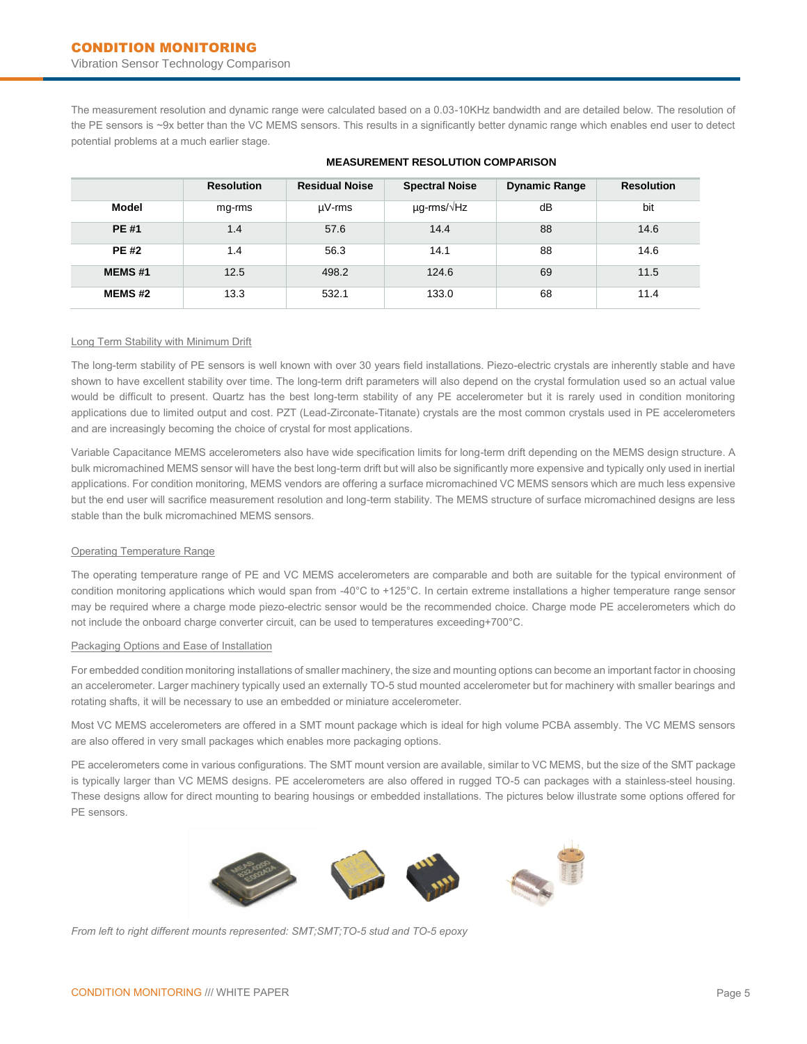The measurement resolution and dynamic range were calculated based on a 0.03-10KHz bandwidth and are detailed below. The resolution of the PE sensors is ~9x better than the VC MEMS sensors. This results in a significantly better dynamic range which enables end user to detect potential problems at a much earlier stage.

**MEASUREMENT RESOLUTION COMPARISON**

| | Resolution | Residual Noise | Spectral Noise | Dynamic Range | Resolution |
|---|---|---|---|---|---|
| **Model** | mg-rms | µV-rms | µg-rms/√Hz | dB | bit |
| **PE #1** | 1.4 | 57.6 | 14.4 | 88 | 14.6 |
| **PE #2** | 1.4 | 56.3 | 14.1 | 88 | 14.6 |
| **MEMS #1** | 12.5 | 498.2 | 124.6 | 69 | 11.5 |
| **MEMS #2** | 13.3 | 532.1 | 133.0 | 68 | 11.4 |

### Long Term Stability with Minimum Drift

The long-term stability of PE sensors is well known with over 30 years field installations. Piezo-electric crystals are inherently stable and have shown to have excellent stability over time. The long-term drift parameters will also depend on the crystal formulation used so an actual value would be difficult to present. Quartz has the best long-term stability of any PE accelerometer but it is rarely used in condition monitoring applications due to limited output and cost. PZT (Lead-Zirconate-Titanate) crystals are the most common crystals used in PE accelerometers and are increasingly becoming the choice of crystal for most applications.

Variable Capacitance MEMS accelerometers also have wide specification limits for long-term drift depending on the MEMS design structure. A bulk micromachined MEMS sensor will have the best long-term drift but will also be significantly more expensive and typically only used in inertial applications. For condition monitoring, MEMS vendors are offering a surface micromachined VC MEMS sensors which are much less expensive but the end user will sacrifice measurement resolution and long-term stability. The MEMS structure of surface micromachined designs are less stable than the bulk micromachined MEMS sensors.

### Operating Temperature Range

The operating temperature range of PE and VC MEMS accelerometers are comparable and both are suitable for the typical environment of condition monitoring applications which would span from -40°C to +125°C. In certain extreme installations a higher temperature range sensor may be required where a charge mode piezo-electric sensor would be the recommended choice. Charge mode PE accelerometers which do not include the onboard charge converter circuit, can be used to temperatures exceeding+700°C.

### Packaging Options and Ease of Installation

For embedded condition monitoring installations of smaller machinery, the size and mounting options can become an important factor in choosing an accelerometer. Larger machinery typically used an externally TO-5 stud mounted accelerometer but for machinery with smaller bearings and rotating shafts, it will be necessary to use an embedded or miniature accelerometer.

Most VC MEMS accelerometers are offered in a SMT mount package which is ideal for high volume PCBA assembly. The VC MEMS sensors are also offered in very small packages which enables more packaging options.

PE accelerometers come in various configurations. The SMT mount version are available, similar to VC MEMS, but the size of the SMT package is typically larger than VC MEMS designs. PE accelerometers are also offered in rugged TO-5 can packages with a stainless-steel housing. These designs allow for direct mounting to bearing housings or embedded installations. The pictures below illustrate some options offered for PE sensors.

*From left to right different mounts represented: SMT;SMT;TO-5 stud and TO-5 epoxy*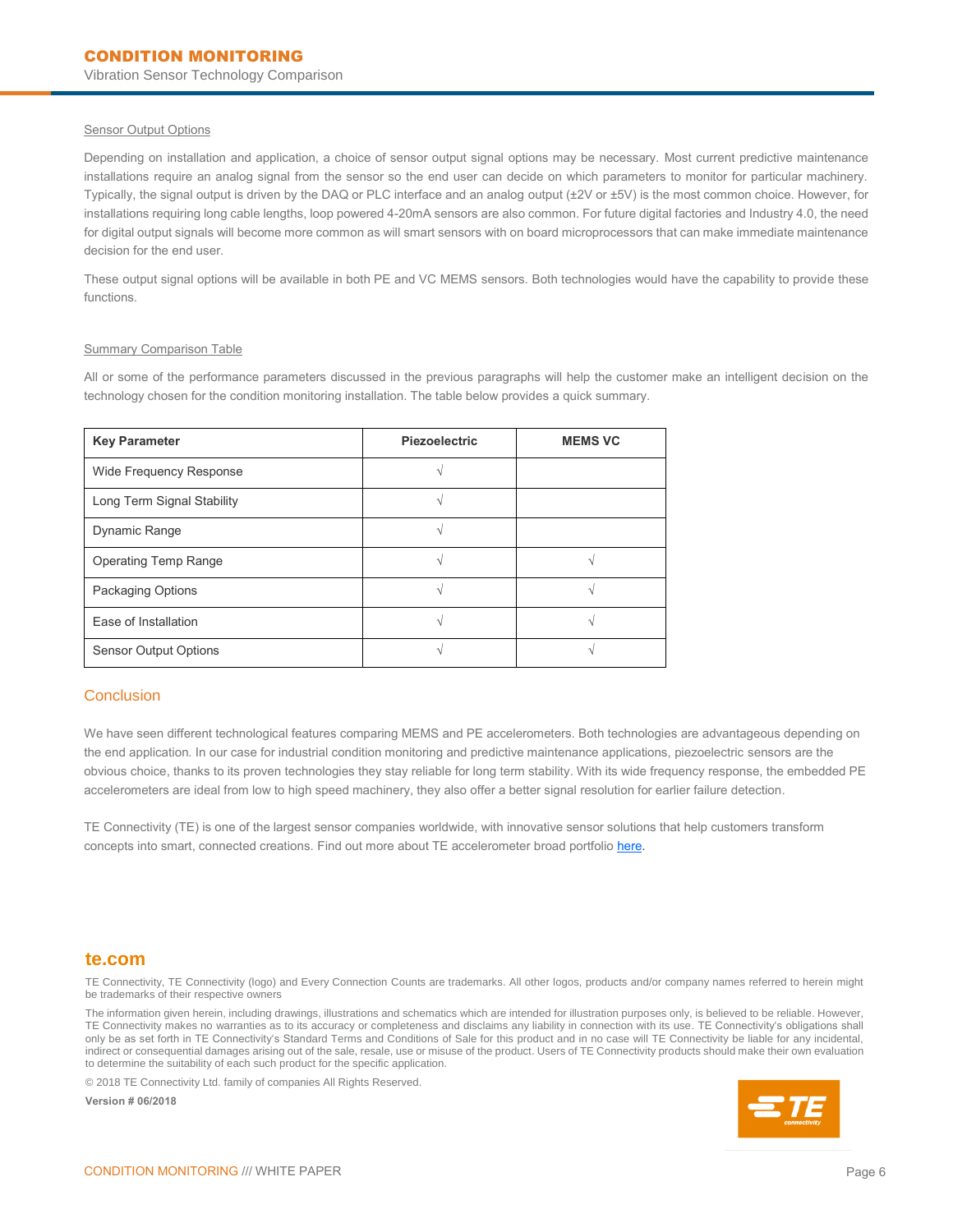Sensor Output Options

Depending on installation and application, a choice of sensor output signal options may be necessary. Most current predictive maintenance installations require an analog signal from the sensor so the end user can decide on which parameters to monitor for particular machinery. Typically, the signal output is driven by the DAQ or PLC interface and an analog output (±2V or ±5V) is the most common choice. However, for installations requiring long cable lengths, loop powered 4-20mA sensors are also common. For future digital factories and Industry 4.0, the need for digital output signals will become more common as will smart sensors with on board microprocessors that can make immediate maintenance decision for the end user.

These output signal options will be available in both PE and VC MEMS sensors. Both technologies would have the capability to provide these functions.

Summary Comparison Table

All or some of the performance parameters discussed in the previous paragraphs will help the customer make an intelligent decision on the technology chosen for the condition monitoring installation. The table below provides a quick summary.

| Key Parameter | Piezoelectric | MEMS VC |
|---|---|---|
| Wide Frequency Response | √ | |
| Long Term Signal Stability | √ | |
| Dynamic Range | √ | |
| Operating Temp Range | √ | √ |
| Packaging Options | √ | √ |
| Ease of Installation | √ | √ |
| Sensor Output Options | √ | √ |

## Conclusion

We have seen different technological features comparing MEMS and PE accelerometers. Both technologies are advantageous depending on the end application. In our case for industrial condition monitoring and predictive maintenance applications, piezoelectric sensors are the obvious choice, thanks to its proven technologies they stay reliable for long term stability. With its wide frequency response, the embedded PE accelerometers are ideal from low to high speed machinery, they also offer a better signal resolution for earlier failure detection.

TE Connectivity (TE) is one of the largest sensor companies worldwide, with innovative sensor solutions that help customers transform concepts into smart, connected creations. Find out more about TE accelerometer broad portfolio here.

**te.com**

TE Connectivity, TE Connectivity (logo) and Every Connection Counts are trademarks. All other logos, products and/or company names referred to herein might be trademarks of their respective owners

The information given herein, including drawings, illustrations and schematics which are intended for illustration purposes only, is believed to be reliable. However, TE Connectivity makes no warranties as to its accuracy or completeness and disclaims any liability in connection with its use. TE Connectivity's obligations shall only be as set forth in TE Connectivity's Standard Terms and Conditions of Sale for this product and in no case will TE Connectivity be liable for any incidental, indirect or consequential damages arising out of the sale, resale, use or misuse of the product. Users of TE Connectivity products should make their own evaluation to determine the suitability of each such product for the specific application.

© 2018 TE Connectivity Ltd. family of companies All Rights Reserved.

**Version # 06/2018**